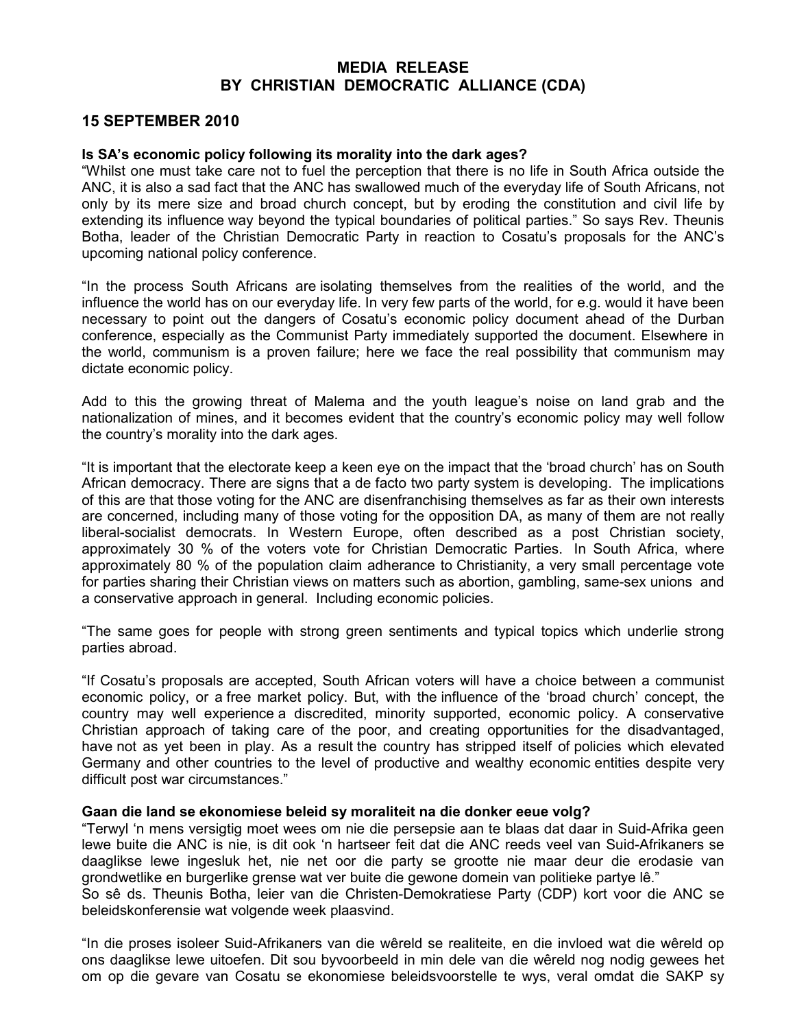# MEDIA RELEASE
# BY CHRISTIAN DEMOCRATIC ALLIANCE (CDA)

## 15 SEPTEMBER 2010

**Is SA's economic policy following its morality into the dark ages?**

"Whilst one must take care not to fuel the perception that there is no life in South Africa outside the ANC, it is also a sad fact that the ANC has swallowed much of the everyday life of South Africans, not only by its mere size and broad church concept, but by eroding the constitution and civil life by extending its influence way beyond the typical boundaries of political parties." So says Rev. Theunis Botha, leader of the Christian Democratic Party in reaction to Cosatu's proposals for the ANC's upcoming national policy conference.

"In the process South Africans are isolating themselves from the realities of the world, and the influence the world has on our everyday life. In very few parts of the world, for e.g. would it have been necessary to point out the dangers of Cosatu's economic policy document ahead of the Durban conference, especially as the Communist Party immediately supported the document. Elsewhere in the world, communism is a proven failure; here we face the real possibility that communism may dictate economic policy.

Add to this the growing threat of Malema and the youth league's noise on land grab and the nationalization of mines, and it becomes evident that the country's economic policy may well follow the country's morality into the dark ages.

"It is important that the electorate keep a keen eye on the impact that the 'broad church' has on South African democracy. There are signs that a de facto two party system is developing. The implications of this are that those voting for the ANC are disenfranchising themselves as far as their own interests are concerned, including many of those voting for the opposition DA, as many of them are not really liberal-socialist democrats. In Western Europe, often described as a post Christian society, approximately 30 % of the voters vote for Christian Democratic Parties. In South Africa, where approximately 80 % of the population claim adherance to Christianity, a very small percentage vote for parties sharing their Christian views on matters such as abortion, gambling, same-sex unions and a conservative approach in general. Including economic policies.

"The same goes for people with strong green sentiments and typical topics which underlie strong parties abroad.

"If Cosatu's proposals are accepted, South African voters will have a choice between a communist economic policy, or a free market policy. But, with the influence of the 'broad church' concept, the country may well experience a discredited, minority supported, economic policy. A conservative Christian approach of taking care of the poor, and creating opportunities for the disadvantaged, have not as yet been in play. As a result the country has stripped itself of policies which elevated Germany and other countries to the level of productive and wealthy economic entities despite very difficult post war circumstances."

**Gaan die land se ekonomiese beleid sy moraliteit na die donker eeue volg?**

"Terwyl 'n mens versigtig moet wees om nie die persepsie aan te blaas dat daar in Suid-Afrika geen lewe buite die ANC is nie, is dit ook 'n hartseer feit dat die ANC reeds veel van Suid-Afrikaners se daaglikse lewe ingesluk het, nie net oor die party se grootte nie maar deur die erodasie van grondwetlike en burgerlike grense wat ver buite die gewone domein van politieke partye lê."
So sê ds. Theunis Botha, leier van die Christen-Demokratiese Party (CDP) kort voor die ANC se beleidskonferensie wat volgende week plaasvind.

"In die proses isoleer Suid-Afrikaners van die wêreld se realiteite, en die invloed wat die wêreld op ons daaglikse lewe uitoefen. Dit sou byvoorbeeld in min dele van die wêreld nog nodig gewees het om op die gevare van Cosatu se ekonomiese beleidsvoorstelle te wys, veral omdat die SAKP sy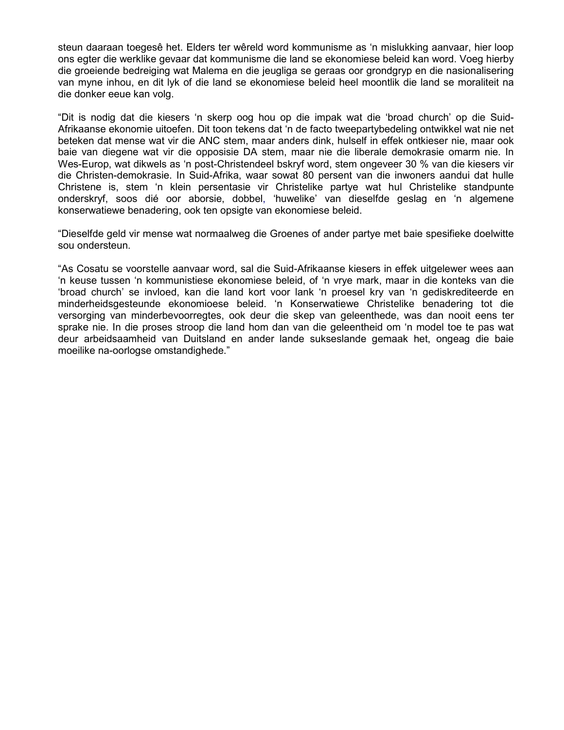steun daaraan toegesê het. Elders ter wêreld word kommunisme as 'n mislukking aanvaar, hier loop ons egter die werklike gevaar dat kommunisme die land se ekonomiese beleid kan word. Voeg hierby die groeiende bedreiging wat Malema en die jeugliga se geraas oor grondgryp en die nasionalisering van myne inhou, en dit lyk of die land se ekonomiese beleid heel moontlik die land se moraliteit na die donker eeue kan volg.

"Dit is nodig dat die kiesers 'n skerp oog hou op die impak wat die 'broad church' op die Suid-Afrikaanse ekonomie uitoefen. Dit toon tekens dat 'n de facto tweepartybedeling ontwikkel wat nie net beteken dat mense wat vir die ANC stem, maar anders dink, hulself in effek ontkieser nie, maar ook baie van diegene wat vir die opposisie DA stem, maar nie die liberale demokrasie omarm nie. In Wes-Europ, wat dikwels as 'n post-Christendeel bskryf word, stem ongeveer 30 % van die kiesers vir die Christen-demokrasie. In Suid-Afrika, waar sowat 80 persent van die inwoners aandui dat hulle Christene is, stem 'n klein persentasie vir Christelike partye wat hul Christelike standpunte onderskryf, soos dié oor aborsie, dobbel, 'huwelike' van dieselfde geslag en 'n algemene konserwatiewe benadering, ook ten opsigte van ekonomiese beleid.

"Dieselfde geld vir mense wat normaalweg die Groenes of ander partye met baie spesifieke doelwitte sou ondersteun.

"As Cosatu se voorstelle aanvaar word, sal die Suid-Afrikaanse kiesers in effek uitgelewer wees aan 'n keuse tussen 'n kommunistiese ekonomiese beleid, of 'n vrye mark, maar in die konteks van die 'broad church' se invloed, kan die land kort voor lank 'n proesel kry van 'n gediskrediteerde en minderheidsgesteunde ekonomioese beleid. 'n Konserwatiewe Christelike benadering tot die versorging van minderbevoorregtes, ook deur die skep van geleenthede, was dan nooit eens ter sprake nie. In die proses stroop die land hom dan van die geleentheid om 'n model toe te pas wat deur arbeidsaamheid van Duitsland en ander lande sukseslande gemaak het, ongeag die baie moeilike na-oorlogse omstandighede."